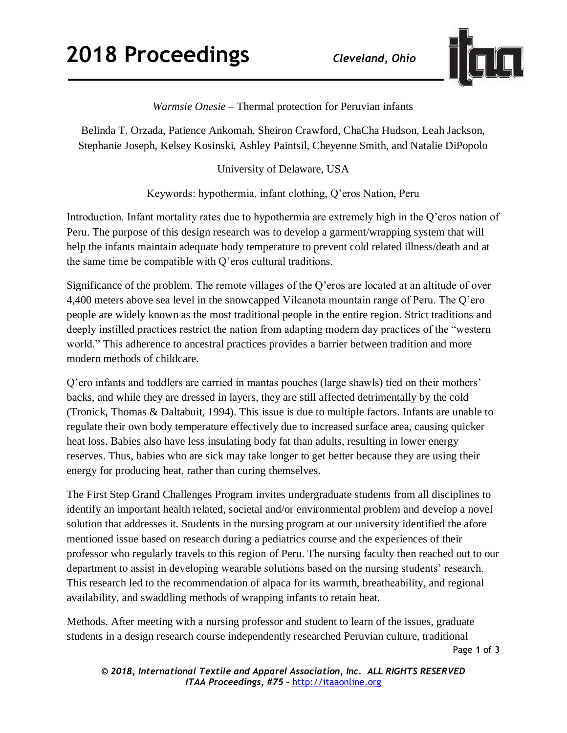*Warmsie Onesie* – Thermal protection for Peruvian infants

Belinda T. Orzada, Patience Ankomah, Sheiron Crawford, ChaCha Hudson, Leah Jackson, Stephanie Joseph, Kelsey Kosinski, Ashley Paintsil, Cheyenne Smith, and Natalie DiPopolo

University of Delaware, USA

Keywords: hypothermia, infant clothing, Q'eros Nation, Peru

Introduction. Infant mortality rates due to hypothermia are extremely high in the Q'eros nation of Peru. The purpose of this design research was to develop a garment/wrapping system that will help the infants maintain adequate body temperature to prevent cold related illness/death and at the same time be compatible with Q'eros cultural traditions.

Significance of the problem. The remote villages of the Q'eros are located at an altitude of over 4,400 meters above sea level in the snowcapped Vilcanota mountain range of Peru. The Q'ero people are widely known as the most traditional people in the entire region. Strict traditions and deeply instilled practices restrict the nation from adapting modern day practices of the "western world." This adherence to ancestral practices provides a barrier between tradition and more modern methods of childcare.

Q'ero infants and toddlers are carried in mantas pouches (large shawls) tied on their mothers' backs, and while they are dressed in layers, they are still affected detrimentally by the cold (Tronick, Thomas & Daltabuit, 1994). This issue is due to multiple factors. Infants are unable to regulate their own body temperature effectively due to increased surface area, causing quicker heat loss. Babies also have less insulating body fat than adults, resulting in lower energy reserves. Thus, babies who are sick may take longer to get better because they are using their energy for producing heat, rather than curing themselves.

The First Step Grand Challenges Program invites undergraduate students from all disciplines to identify an important health related, societal and/or environmental problem and develop a novel solution that addresses it. Students in the nursing program at our university identified the afore mentioned issue based on research during a pediatrics course and the experiences of their professor who regularly travels to this region of Peru. The nursing faculty then reached out to our department to assist in developing wearable solutions based on the nursing students' research. This research led to the recommendation of alpaca for its warmth, breatheability, and regional availability, and swaddling methods of wrapping infants to retain heat.

Methods. After meeting with a nursing professor and student to learn of the issues, graduate students in a design research course independently researched Peruvian culture, traditional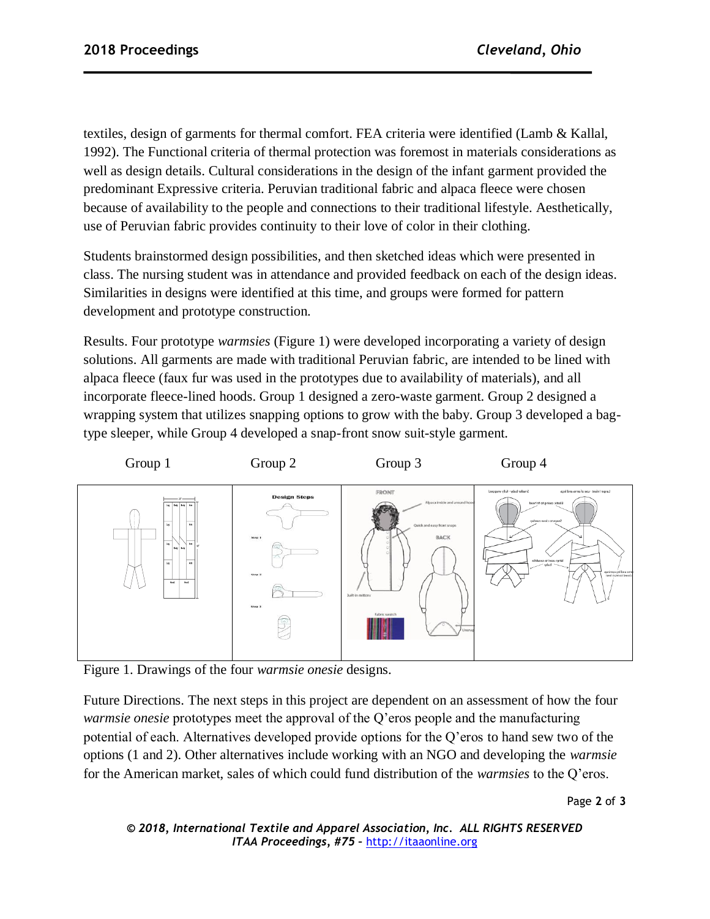textiles, design of garments for thermal comfort. FEA criteria were identified (Lamb & Kallal, 1992). The Functional criteria of thermal protection was foremost in materials considerations as well as design details. Cultural considerations in the design of the infant garment provided the predominant Expressive criteria. Peruvian traditional fabric and alpaca fleece were chosen because of availability to the people and connections to their traditional lifestyle. Aesthetically, use of Peruvian fabric provides continuity to their love of color in their clothing.

Students brainstormed design possibilities, and then sketched ideas which were presented in class. The nursing student was in attendance and provided feedback on each of the design ideas. Similarities in designs were identified at this time, and groups were formed for pattern development and prototype construction.

Results. Four prototype *warmsies* (Figure 1) were developed incorporating a variety of design solutions. All garments are made with traditional Peruvian fabric, are intended to be lined with alpaca fleece (faux fur was used in the prototypes due to availability of materials), and all incorporate fleece-lined hoods. Group 1 designed a zero-waste garment. Group 2 designed a wrapping system that utilizes snapping options to grow with the baby. Group 3 developed a bag-type sleeper, while Group 4 developed a snap-front snow suit-style garment.

| Group 1 | Group 2 | Group 3 | Group 4 |
| --- | --- | --- | --- |

Figure 1. Drawings of the four *warmsie onesie* designs.

Future Directions. The next steps in this project are dependent on an assessment of how the four *warmsie onesie* prototypes meet the approval of the Q'eros people and the manufacturing potential of each. Alternatives developed provide options for the Q'eros to hand sew two of the options (1 and 2). Other alternatives include working with an NGO and developing the *warmsie* for the American market, sales of which could fund distribution of the *warmsies* to the Q'eros.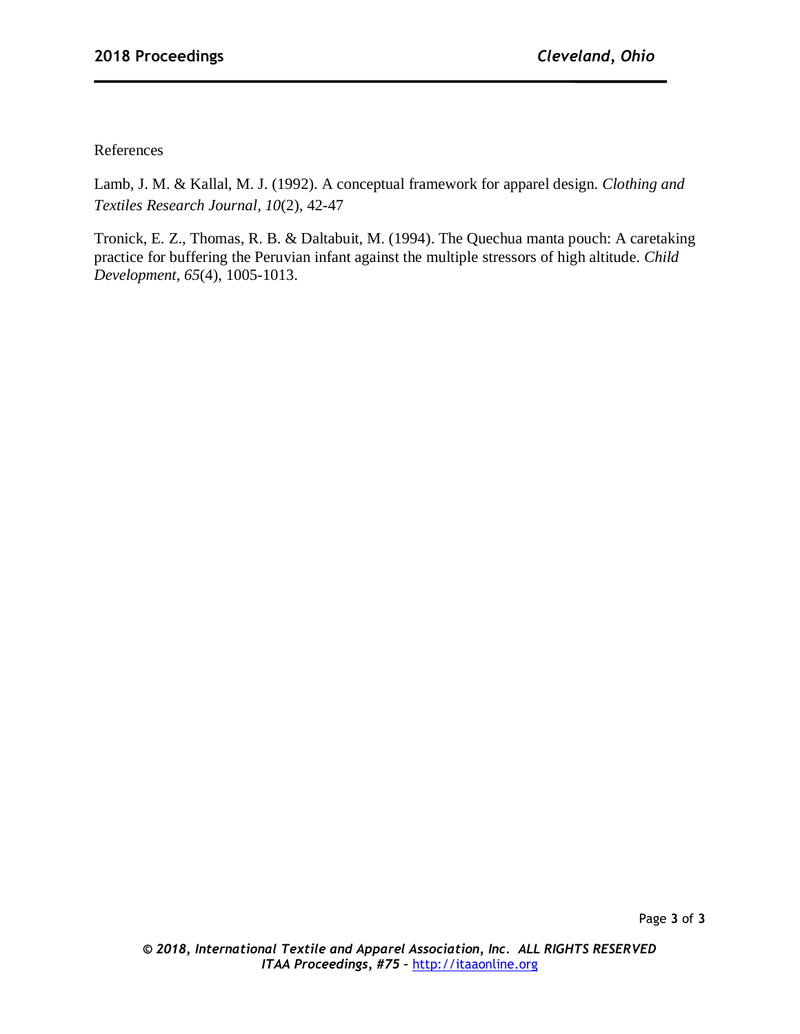References

Lamb, J. M. & Kallal, M. J. (1992). A conceptual framework for apparel design. *Clothing and Textiles Research Journal*, *10*(2), 42-47

Tronick, E. Z., Thomas, R. B. & Daltabuit, M. (1994). The Quechua manta pouch: A caretaking practice for buffering the Peruvian infant against the multiple stressors of high altitude. *Child Development*, *65*(4), 1005-1013.